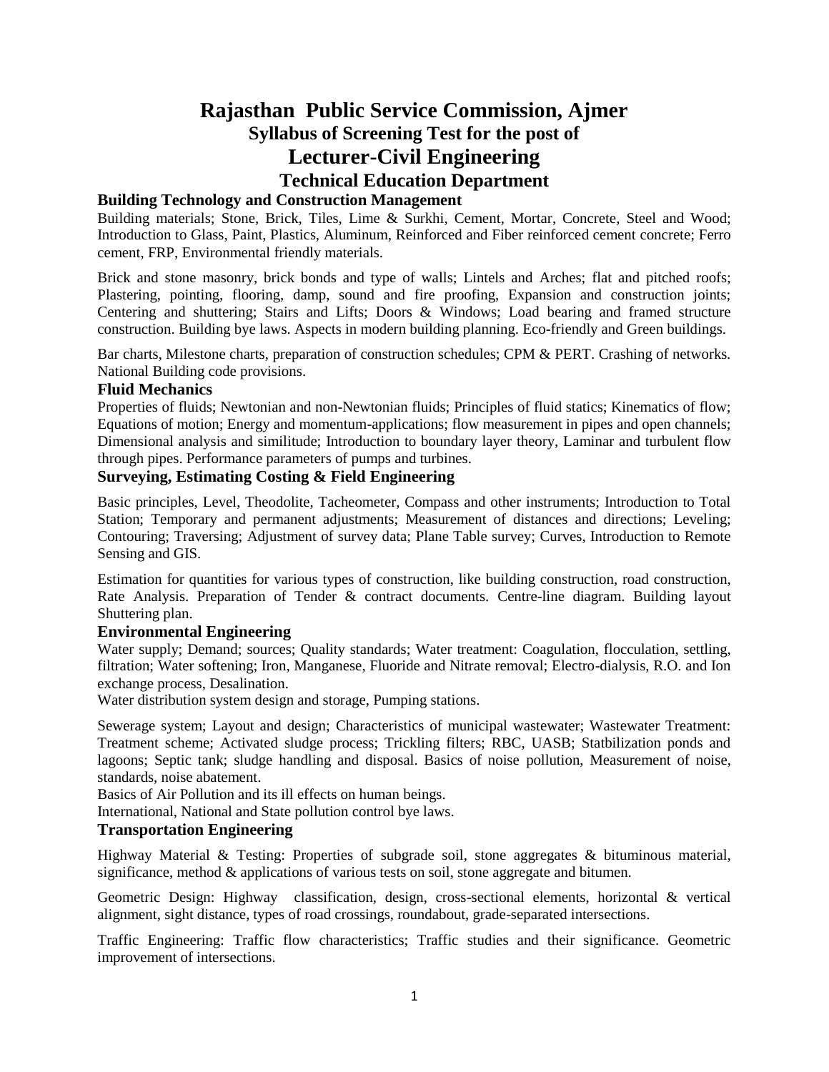# Rajasthan Public Service Commission, Ajmer

## Syllabus of Screening Test for the post of

# Lecturer-Civil Engineering

## Technical Education Department

### Building Technology and Construction Management

Building materials; Stone, Brick, Tiles, Lime & Surkhi, Cement, Mortar, Concrete, Steel and Wood; Introduction to Glass, Paint, Plastics, Aluminum, Reinforced and Fiber reinforced cement concrete; Ferro cement, FRP, Environmental friendly materials.

Brick and stone masonry, brick bonds and type of walls; Lintels and Arches; flat and pitched roofs; Plastering, pointing, flooring, damp, sound and fire proofing, Expansion and construction joints; Centering and shuttering; Stairs and Lifts; Doors & Windows; Load bearing and framed structure construction. Building bye laws. Aspects in modern building planning. Eco-friendly and Green buildings.

Bar charts, Milestone charts, preparation of construction schedules; CPM & PERT. Crashing of networks. National Building code provisions.

### Fluid Mechanics

Properties of fluids; Newtonian and non-Newtonian fluids; Principles of fluid statics; Kinematics of flow; Equations of motion; Energy and momentum-applications; flow measurement in pipes and open channels; Dimensional analysis and similitude; Introduction to boundary layer theory, Laminar and turbulent flow through pipes. Performance parameters of pumps and turbines.

### Surveying, Estimating Costing & Field Engineering

Basic principles, Level, Theodolite, Tacheometer, Compass and other instruments; Introduction to Total Station; Temporary and permanent adjustments; Measurement of distances and directions; Leveling; Contouring; Traversing; Adjustment of survey data; Plane Table survey; Curves, Introduction to Remote Sensing and GIS.

Estimation for quantities for various types of construction, like building construction, road construction, Rate Analysis. Preparation of Tender & contract documents. Centre-line diagram. Building layout Shuttering plan.

### Environmental Engineering

Water supply; Demand; sources; Quality standards; Water treatment: Coagulation, flocculation, settling, filtration; Water softening; Iron, Manganese, Fluoride and Nitrate removal; Electro-dialysis, R.O. and Ion exchange process, Desalination.

Water distribution system design and storage, Pumping stations.

Sewerage system; Layout and design; Characteristics of municipal wastewater; Wastewater Treatment: Treatment scheme; Activated sludge process; Trickling filters; RBC, UASB; Statbilization ponds and lagoons; Septic tank; sludge handling and disposal. Basics of noise pollution, Measurement of noise, standards, noise abatement.

Basics of Air Pollution and its ill effects on human beings.

International, National and State pollution control bye laws.

### Transportation Engineering

Highway Material & Testing: Properties of subgrade soil, stone aggregates & bituminous material, significance, method & applications of various tests on soil, stone aggregate and bitumen.

Geometric Design: Highway classification, design, cross-sectional elements, horizontal & vertical alignment, sight distance, types of road crossings, roundabout, grade-separated intersections.

Traffic Engineering: Traffic flow characteristics; Traffic studies and their significance. Geometric improvement of intersections.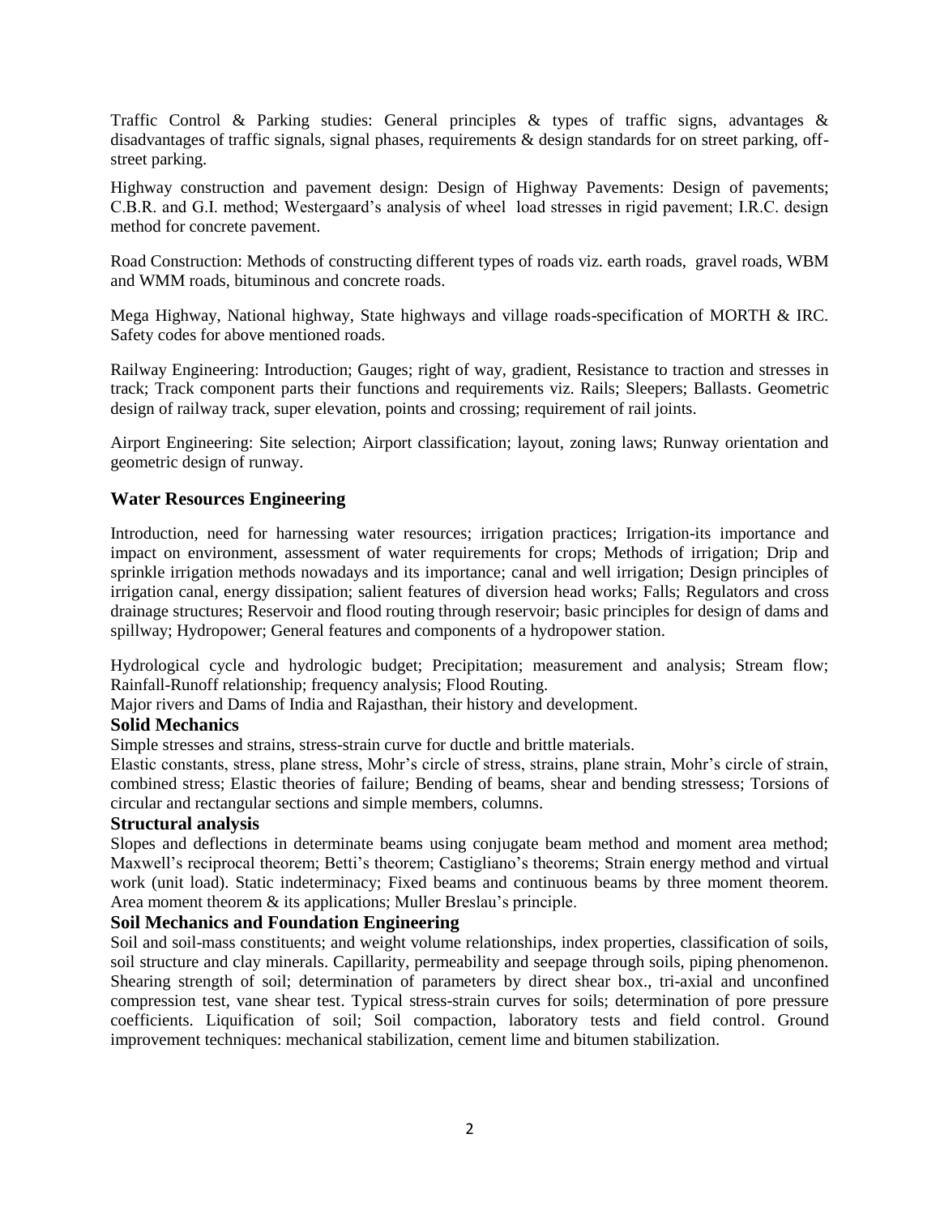Traffic Control & Parking studies: General principles & types of traffic signs, advantages & disadvantages of traffic signals, signal phases, requirements & design standards for on street parking, off-street parking.

Highway construction and pavement design: Design of Highway Pavements: Design of pavements; C.B.R. and G.I. method; Westergaard's analysis of wheel load stresses in rigid pavement; I.R.C. design method for concrete pavement.

Road Construction: Methods of constructing different types of roads viz. earth roads, gravel roads, WBM and WMM roads, bituminous and concrete roads.

Mega Highway, National highway, State highways and village roads-specification of MORTH & IRC. Safety codes for above mentioned roads.

Railway Engineering: Introduction; Gauges; right of way, gradient, Resistance to traction and stresses in track; Track component parts their functions and requirements viz. Rails; Sleepers; Ballasts. Geometric design of railway track, super elevation, points and crossing; requirement of rail joints.

Airport Engineering: Site selection; Airport classification; layout, zoning laws; Runway orientation and geometric design of runway.

### Water Resources Engineering

Introduction, need for harnessing water resources; irrigation practices; Irrigation-its importance and impact on environment, assessment of water requirements for crops; Methods of irrigation; Drip and sprinkle irrigation methods nowadays and its importance; canal and well irrigation; Design principles of irrigation canal, energy dissipation; salient features of diversion head works; Falls; Regulators and cross drainage structures; Reservoir and flood routing through reservoir; basic principles for design of dams and spillway; Hydropower; General features and components of a hydropower station.

Hydrological cycle and hydrologic budget; Precipitation; measurement and analysis; Stream flow; Rainfall-Runoff relationship; frequency analysis; Flood Routing.

Major rivers and Dams of India and Rajasthan, their history and development.

### Solid Mechanics

Simple stresses and strains, stress-strain curve for ductle and brittle materials.

Elastic constants, stress, plane stress, Mohr's circle of stress, strains, plane strain, Mohr's circle of strain, combined stress; Elastic theories of failure; Bending of beams, shear and bending stressess; Torsions of circular and rectangular sections and simple members, columns.

### Structural analysis

Slopes and deflections in determinate beams using conjugate beam method and moment area method; Maxwell's reciprocal theorem; Betti's theorem; Castigliano's theorems; Strain energy method and virtual work (unit load). Static indeterminacy; Fixed beams and continuous beams by three moment theorem. Area moment theorem & its applications; Muller Breslau's principle.

### Soil Mechanics and Foundation Engineering

Soil and soil-mass constituents; and weight volume relationships, index properties, classification of soils, soil structure and clay minerals. Capillarity, permeability and seepage through soils, piping phenomenon. Shearing strength of soil; determination of parameters by direct shear box., tri-axial and unconfined compression test, vane shear test. Typical stress-strain curves for soils; determination of pore pressure coefficients. Liquification of soil; Soil compaction, laboratory tests and field control. Ground improvement techniques: mechanical stabilization, cement lime and bitumen stabilization.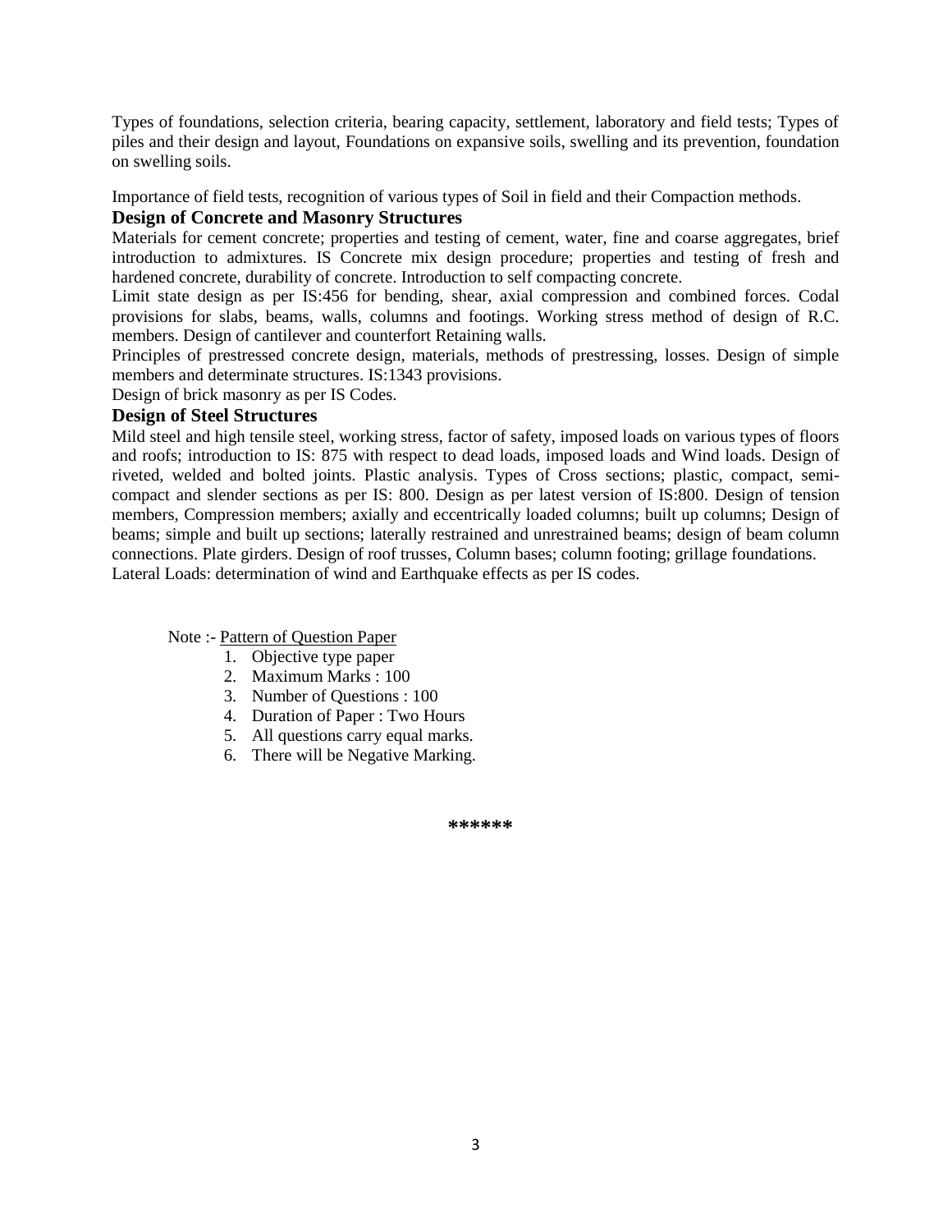Types of foundations, selection criteria, bearing capacity, settlement, laboratory and field tests; Types of piles and their design and layout, Foundations on expansive soils, swelling and its prevention, foundation on swelling soils.

Importance of field tests, recognition of various types of Soil in field and their Compaction methods.

### Design of Concrete and Masonry Structures

Materials for cement concrete; properties and testing of cement, water, fine and coarse aggregates, brief introduction to admixtures. IS Concrete mix design procedure; properties and testing of fresh and hardened concrete, durability of concrete. Introduction to self compacting concrete.

Limit state design as per IS:456 for bending, shear, axial compression and combined forces. Codal provisions for slabs, beams, walls, columns and footings. Working stress method of design of R.C. members. Design of cantilever and counterfort Retaining walls.

Principles of prestressed concrete design, materials, methods of prestressing, losses. Design of simple members and determinate structures. IS:1343 provisions.

Design of brick masonry as per IS Codes.

### Design of Steel Structures

Mild steel and high tensile steel, working stress, factor of safety, imposed loads on various types of floors and roofs; introduction to IS: 875 with respect to dead loads, imposed loads and Wind loads. Design of riveted, welded and bolted joints. Plastic analysis. Types of Cross sections; plastic, compact, semi-compact and slender sections as per IS: 800. Design as per latest version of IS:800. Design of tension members, Compression members; axially and eccentrically loaded columns; built up columns; Design of beams; simple and built up sections; laterally restrained and unrestrained beams; design of beam column connections. Plate girders. Design of roof trusses, Column bases; column footing; grillage foundations.

Lateral Loads: determination of wind and Earthquake effects as per IS codes.

Note :- Pattern of Question Paper

1. Objective type paper
2. Maximum Marks : 100
3. Number of Questions : 100
4. Duration of Paper : Two Hours
5. All questions carry equal marks.
6. There will be Negative Marking.

******